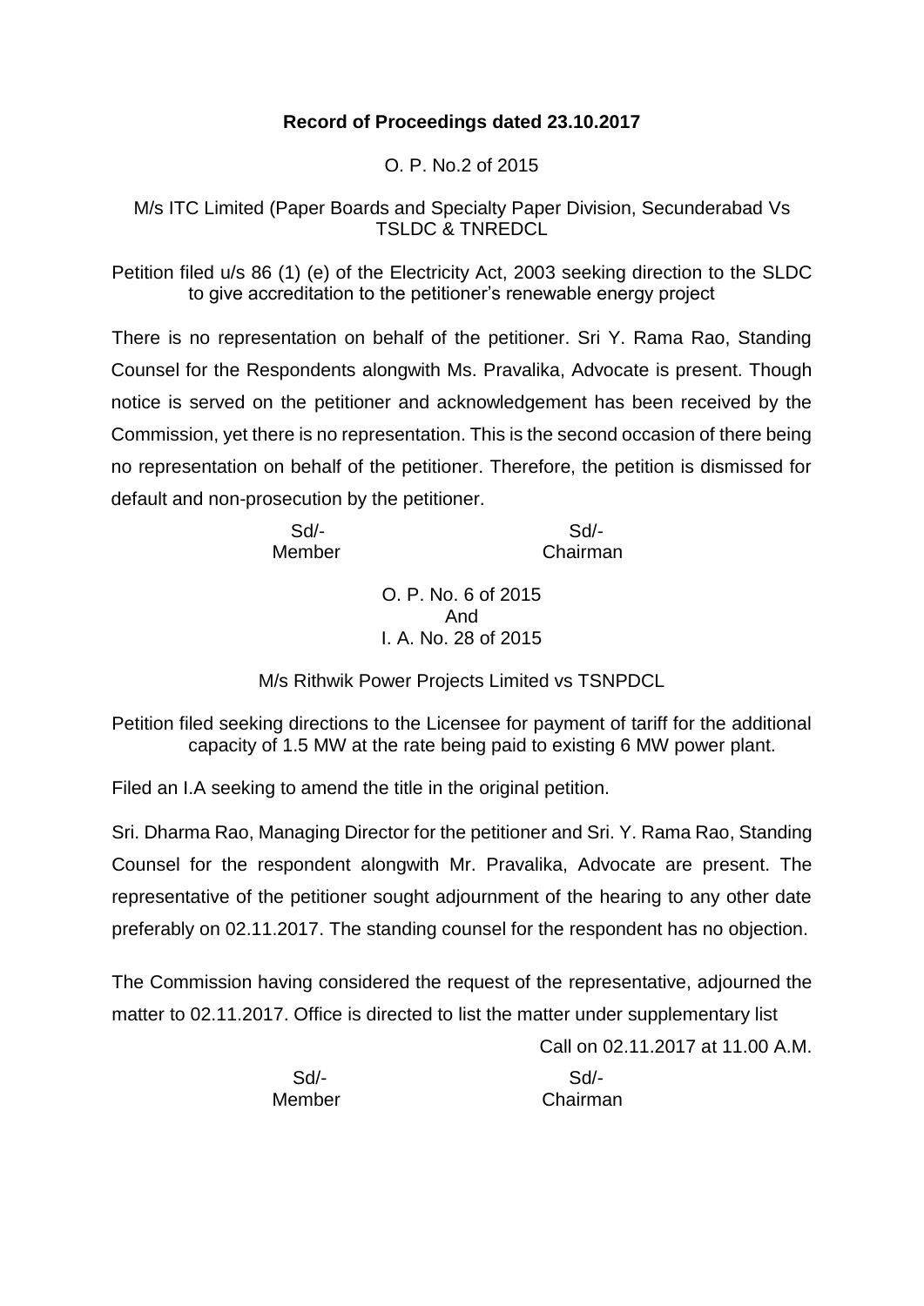**Record of Proceedings dated 23.10.2017**

O. P. No.2 of 2015

M/s ITC Limited (Paper Boards and Specialty Paper Division, Secunderabad Vs TSLDC & TNREDCL

Petition filed u/s 86 (1) (e) of the Electricity Act, 2003 seeking direction to the SLDC to give accreditation to the petitioner's renewable energy project

There is no representation on behalf of the petitioner. Sri Y. Rama Rao, Standing Counsel for the Respondents alongwith Ms. Pravalika, Advocate is present. Though notice is served on the petitioner and acknowledgement has been received by the Commission, yet there is no representation. This is the second occasion of there being no representation on behalf of the petitioner. Therefore, the petition is dismissed for default and non-prosecution by the petitioner.

| Sd/- | Sd/- |
|---|---|
| Member | Chairman |

O. P. No. 6 of 2015
And
I. A. No. 28 of 2015

M/s Rithwik Power Projects Limited vs TSNPDCL

Petition filed seeking directions to the Licensee for payment of tariff for the additional capacity of 1.5 MW at the rate being paid to existing 6 MW power plant.

Filed an I.A seeking to amend the title in the original petition.

Sri. Dharma Rao, Managing Director for the petitioner and Sri. Y. Rama Rao, Standing Counsel for the respondent alongwith Mr. Pravalika, Advocate are present. The representative of the petitioner sought adjournment of the hearing to any other date preferably on 02.11.2017. The standing counsel for the respondent has no objection.

The Commission having considered the request of the representative, adjourned the matter to 02.11.2017. Office is directed to list the matter under supplementary list

Call on 02.11.2017 at 11.00 A.M.

| Sd/- | Sd/- |
|---|---|
| Member | Chairman |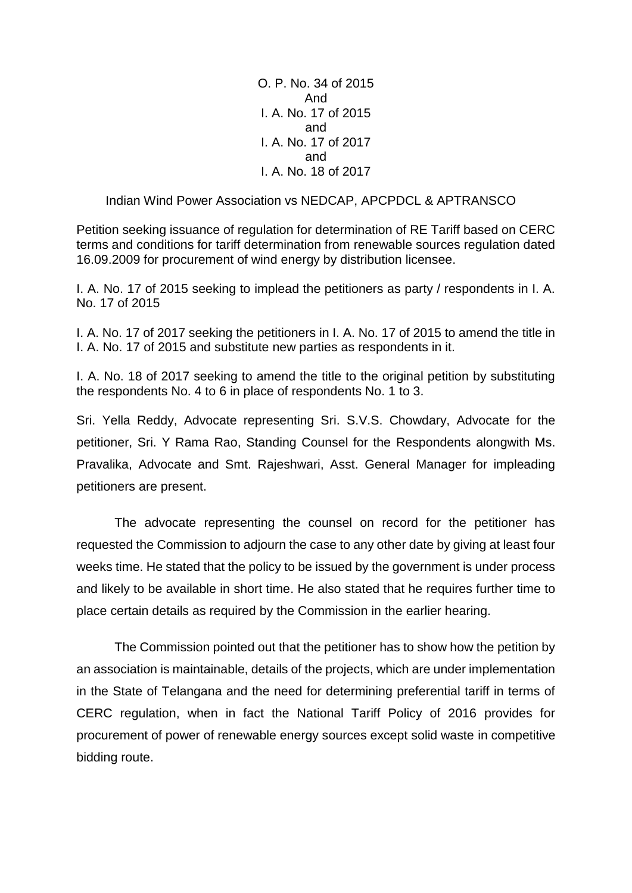O. P. No. 34 of 2015
And
I. A. No. 17 of 2015
and
I. A. No. 17 of 2017
and
I. A. No. 18 of 2017

Indian Wind Power Association vs NEDCAP, APCPDCL & APTRANSCO

Petition seeking issuance of regulation for determination of RE Tariff based on CERC terms and conditions for tariff determination from renewable sources regulation dated 16.09.2009 for procurement of wind energy by distribution licensee.

I. A. No. 17 of 2015 seeking to implead the petitioners as party / respondents in I. A. No. 17 of 2015

I. A. No. 17 of 2017 seeking the petitioners in I. A. No. 17 of 2015 to amend the title in I. A. No. 17 of 2015 and substitute new parties as respondents in it.

I. A. No. 18 of 2017 seeking to amend the title to the original petition by substituting the respondents No. 4 to 6 in place of respondents No. 1 to 3.

Sri. Yella Reddy, Advocate representing Sri. S.V.S. Chowdary, Advocate for the petitioner, Sri. Y Rama Rao, Standing Counsel for the Respondents alongwith Ms. Pravalika, Advocate and Smt. Rajeshwari, Asst. General Manager for impleading petitioners are present.

The advocate representing the counsel on record for the petitioner has requested the Commission to adjourn the case to any other date by giving at least four weeks time. He stated that the policy to be issued by the government is under process and likely to be available in short time. He also stated that he requires further time to place certain details as required by the Commission in the earlier hearing.

The Commission pointed out that the petitioner has to show how the petition by an association is maintainable, details of the projects, which are under implementation in the State of Telangana and the need for determining preferential tariff in terms of CERC regulation, when in fact the National Tariff Policy of 2016 provides for procurement of power of renewable energy sources except solid waste in competitive bidding route.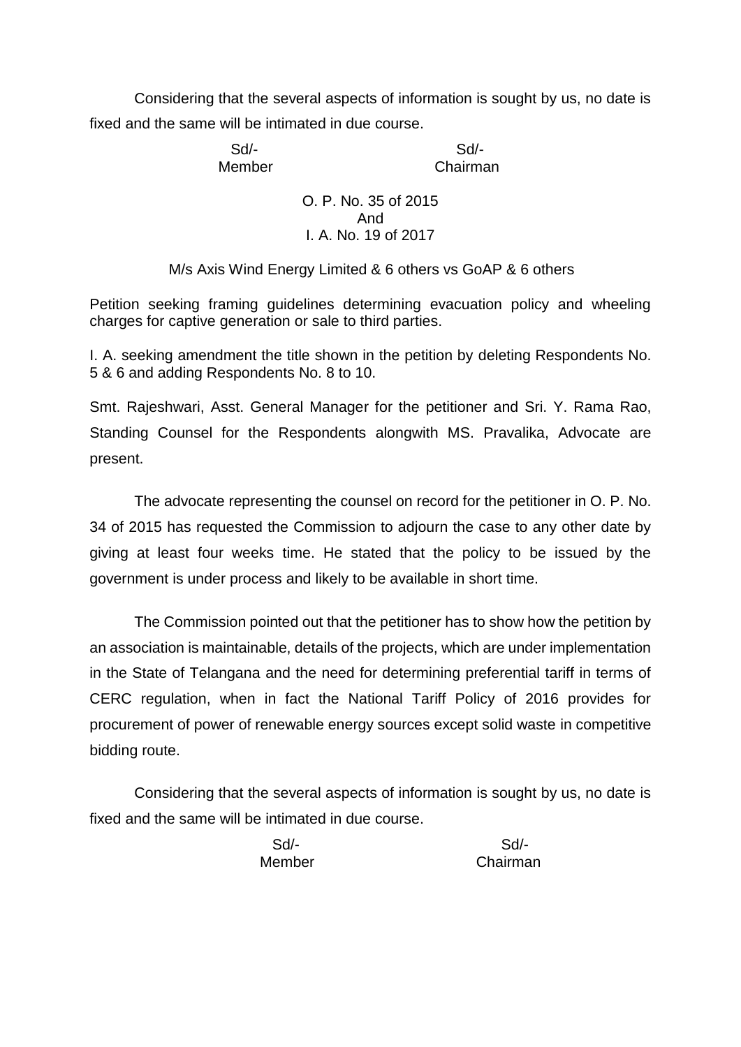Considering that the several aspects of information is sought by us, no date is fixed and the same will be intimated in due course.

| Sd/- | Sd/- |
|---|---|
| Member | Chairman |

O. P. No. 35 of 2015
And
I. A. No. 19 of 2017

M/s Axis Wind Energy Limited & 6 others vs GoAP & 6 others

Petition seeking framing guidelines determining evacuation policy and wheeling charges for captive generation or sale to third parties.

I. A. seeking amendment the title shown in the petition by deleting Respondents No. 5 & 6 and adding Respondents No. 8 to 10.

Smt. Rajeshwari, Asst. General Manager for the petitioner and Sri. Y. Rama Rao, Standing Counsel for the Respondents alongwith MS. Pravalika, Advocate are present.

The advocate representing the counsel on record for the petitioner in O. P. No. 34 of 2015 has requested the Commission to adjourn the case to any other date by giving at least four weeks time. He stated that the policy to be issued by the government is under process and likely to be available in short time.

The Commission pointed out that the petitioner has to show how the petition by an association is maintainable, details of the projects, which are under implementation in the State of Telangana and the need for determining preferential tariff in terms of CERC regulation, when in fact the National Tariff Policy of 2016 provides for procurement of power of renewable energy sources except solid waste in competitive bidding route.

Considering that the several aspects of information is sought by us, no date is fixed and the same will be intimated in due course.

| Sd/- | Sd/- |
|---|---|
| Member | Chairman |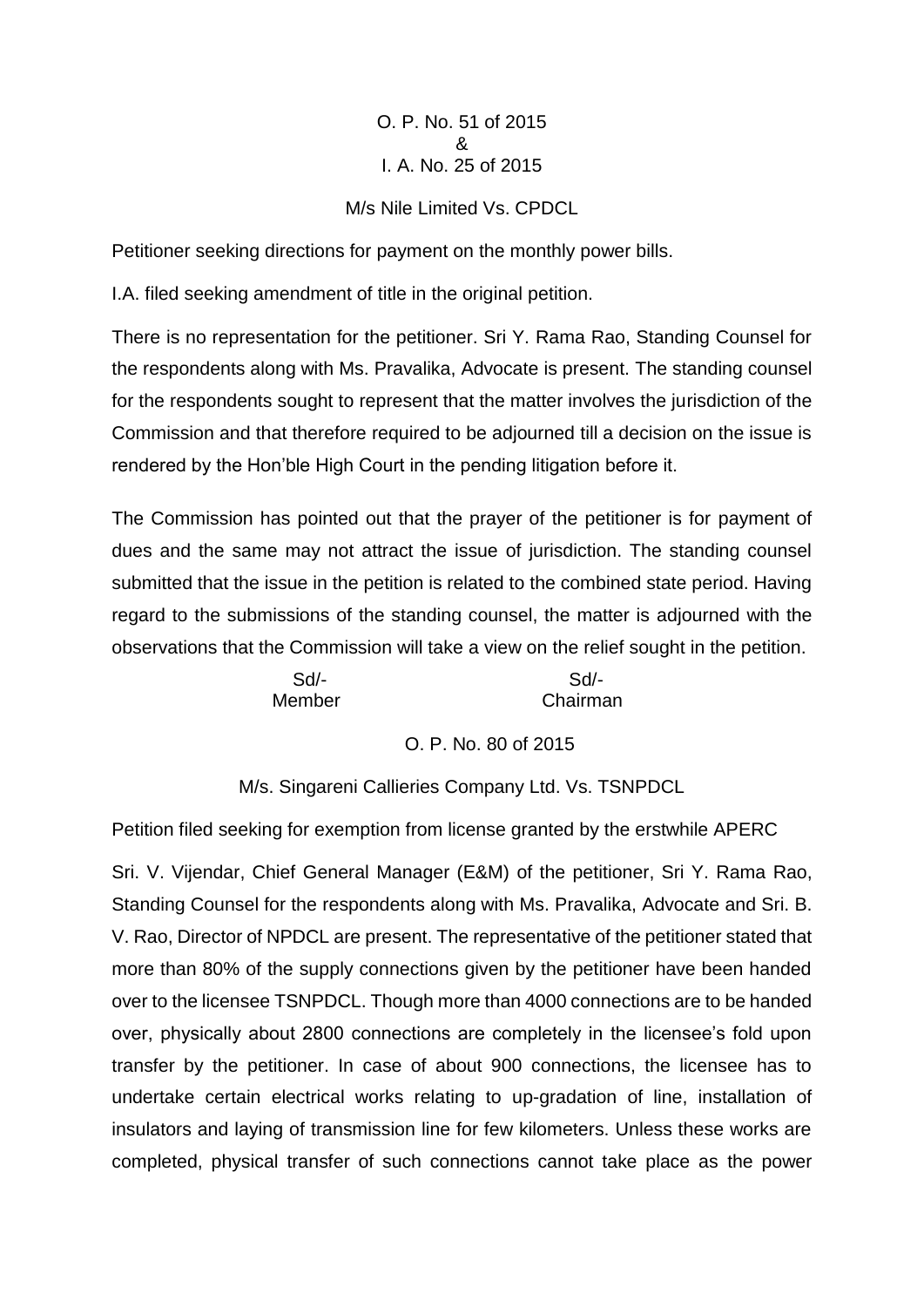O. P. No. 51 of 2015
&
I. A. No. 25 of 2015

M/s Nile Limited Vs. CPDCL

Petitioner seeking directions for payment on the monthly power bills.

I.A. filed seeking amendment of title in the original petition.

There is no representation for the petitioner. Sri Y. Rama Rao, Standing Counsel for the respondents along with Ms. Pravalika, Advocate is present. The standing counsel for the respondents sought to represent that the matter involves the jurisdiction of the Commission and that therefore required to be adjourned till a decision on the issue is rendered by the Hon'ble High Court in the pending litigation before it.

The Commission has pointed out that the prayer of the petitioner is for payment of dues and the same may not attract the issue of jurisdiction. The standing counsel submitted that the issue in the petition is related to the combined state period. Having regard to the submissions of the standing counsel, the matter is adjourned with the observations that the Commission will take a view on the relief sought in the petition.

| Sd/- | Sd/- |
|---|---|
| Member | Chairman |

O. P. No. 80 of 2015

M/s. Singareni Callieries Company Ltd. Vs. TSNPDCL

Petition filed seeking for exemption from license granted by the erstwhile APERC

Sri. V. Vijendar, Chief General Manager (E&M) of the petitioner, Sri Y. Rama Rao, Standing Counsel for the respondents along with Ms. Pravalika, Advocate and Sri. B. V. Rao, Director of NPDCL are present. The representative of the petitioner stated that more than 80% of the supply connections given by the petitioner have been handed over to the licensee TSNPDCL. Though more than 4000 connections are to be handed over, physically about 2800 connections are completely in the licensee's fold upon transfer by the petitioner. In case of about 900 connections, the licensee has to undertake certain electrical works relating to up-gradation of line, installation of insulators and laying of transmission line for few kilometers. Unless these works are completed, physical transfer of such connections cannot take place as the power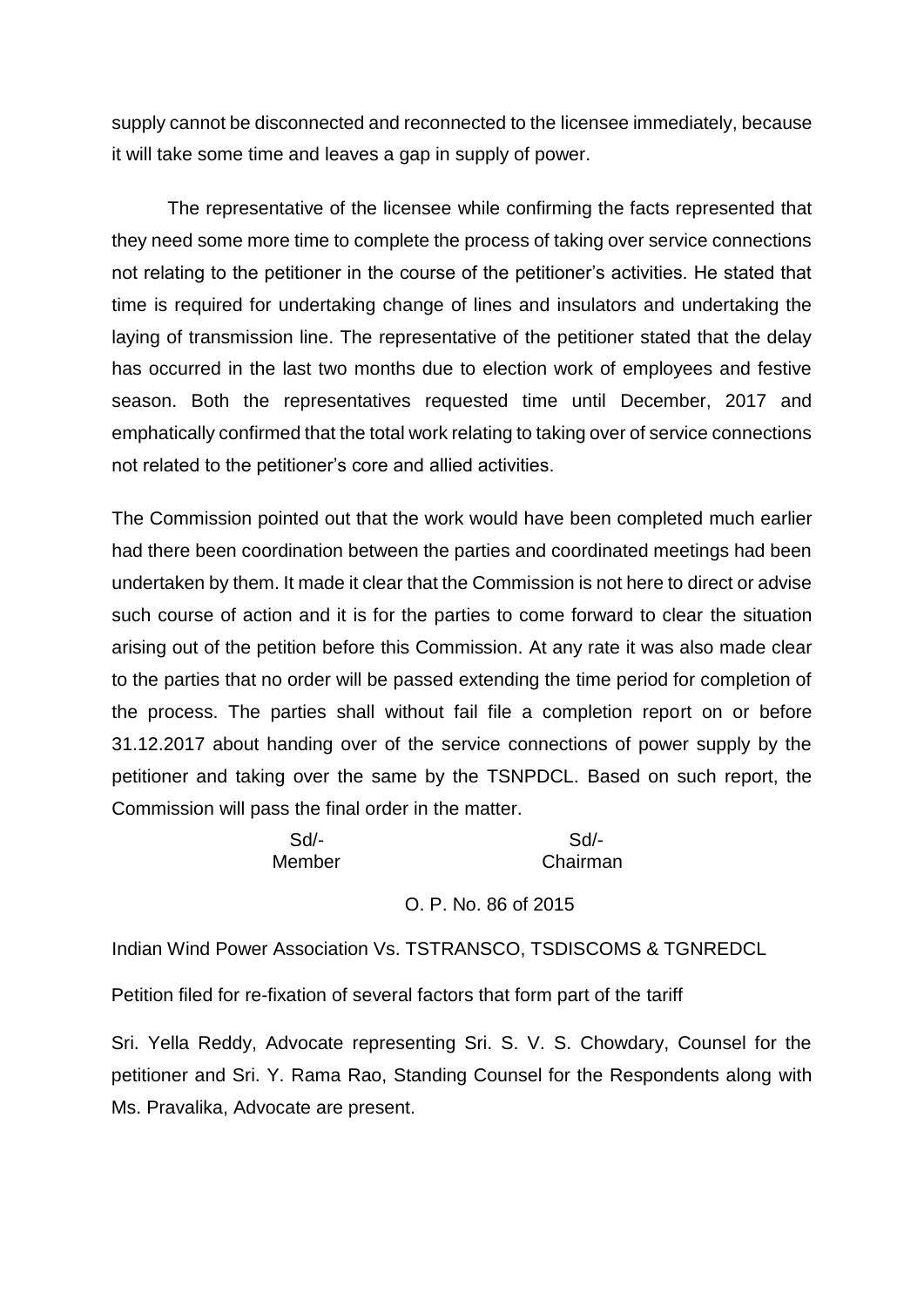supply cannot be disconnected and reconnected to the licensee immediately, because it will take some time and leaves a gap in supply of power.

The representative of the licensee while confirming the facts represented that they need some more time to complete the process of taking over service connections not relating to the petitioner in the course of the petitioner's activities. He stated that time is required for undertaking change of lines and insulators and undertaking the laying of transmission line. The representative of the petitioner stated that the delay has occurred in the last two months due to election work of employees and festive season. Both the representatives requested time until December, 2017 and emphatically confirmed that the total work relating to taking over of service connections not related to the petitioner's core and allied activities.

The Commission pointed out that the work would have been completed much earlier had there been coordination between the parties and coordinated meetings had been undertaken by them. It made it clear that the Commission is not here to direct or advise such course of action and it is for the parties to come forward to clear the situation arising out of the petition before this Commission. At any rate it was also made clear to the parties that no order will be passed extending the time period for completion of the process. The parties shall without fail file a completion report on or before 31.12.2017 about handing over of the service connections of power supply by the petitioner and taking over the same by the TSNPDCL. Based on such report, the Commission will pass the final order in the matter.

| Sd/- | Sd/- |
|---|---|
| Member | Chairman |

O. P. No. 86 of 2015

Indian Wind Power Association Vs. TSTRANSCO, TSDISCOMS & TGNREDCL

Petition filed for re-fixation of several factors that form part of the tariff

Sri. Yella Reddy, Advocate representing Sri. S. V. S. Chowdary, Counsel for the petitioner and Sri. Y. Rama Rao, Standing Counsel for the Respondents along with Ms. Pravalika, Advocate are present.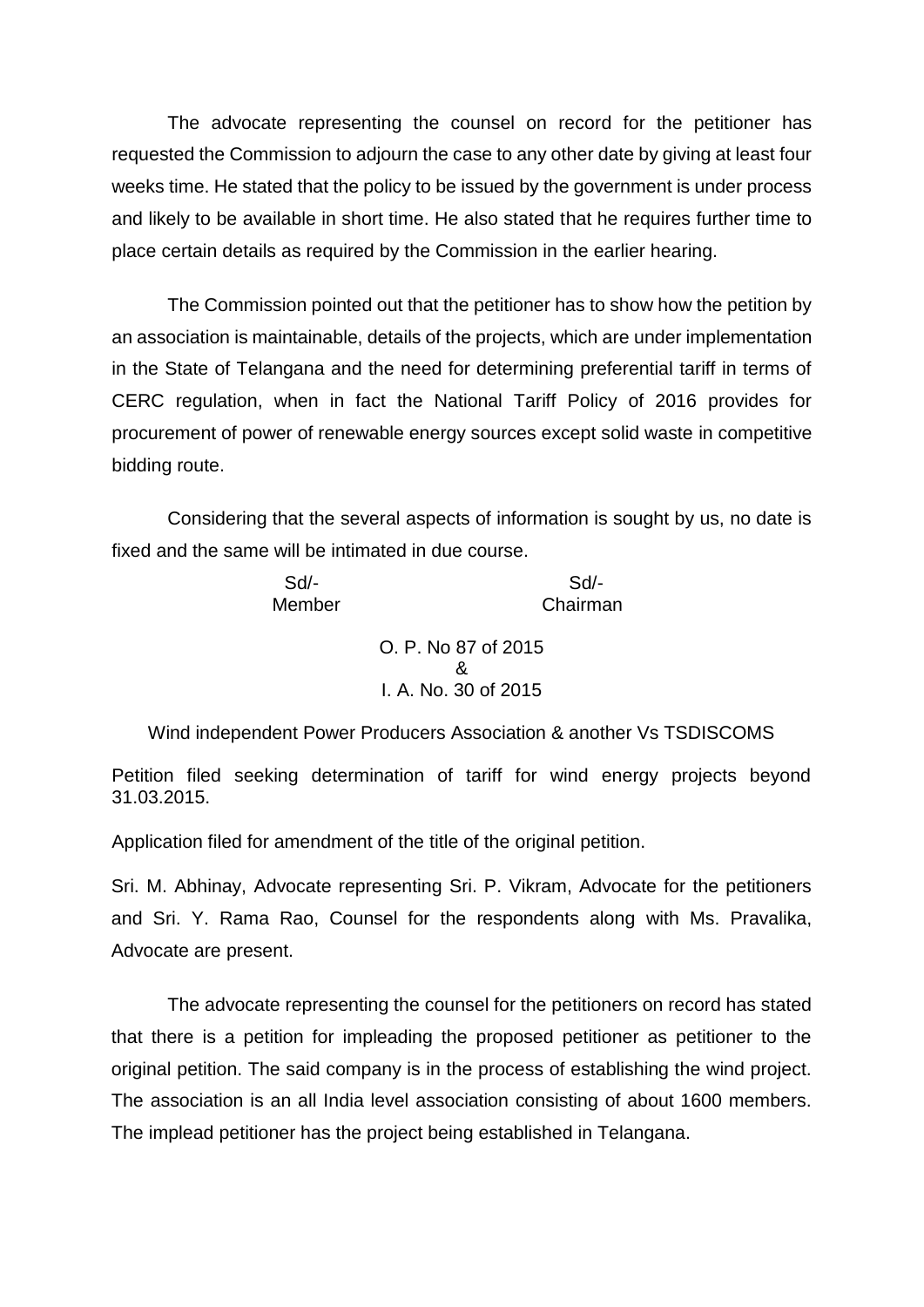The advocate representing the counsel on record for the petitioner has requested the Commission to adjourn the case to any other date by giving at least four weeks time. He stated that the policy to be issued by the government is under process and likely to be available in short time. He also stated that he requires further time to place certain details as required by the Commission in the earlier hearing.

The Commission pointed out that the petitioner has to show how the petition by an association is maintainable, details of the projects, which are under implementation in the State of Telangana and the need for determining preferential tariff in terms of CERC regulation, when in fact the National Tariff Policy of 2016 provides for procurement of power of renewable energy sources except solid waste in competitive bidding route.

Considering that the several aspects of information is sought by us, no date is fixed and the same will be intimated in due course.

| Sd/- | Sd/- |
|---|---|
| Member | Chairman |

O. P. No 87 of 2015
&
I. A. No. 30 of 2015

Wind independent Power Producers Association & another Vs TSDISCOMS

Petition filed seeking determination of tariff for wind energy projects beyond 31.03.2015.

Application filed for amendment of the title of the original petition.

Sri. M. Abhinay, Advocate representing Sri. P. Vikram, Advocate for the petitioners and Sri. Y. Rama Rao, Counsel for the respondents along with Ms. Pravalika, Advocate are present.

The advocate representing the counsel for the petitioners on record has stated that there is a petition for impleading the proposed petitioner as petitioner to the original petition. The said company is in the process of establishing the wind project. The association is an all India level association consisting of about 1600 members. The implead petitioner has the project being established in Telangana.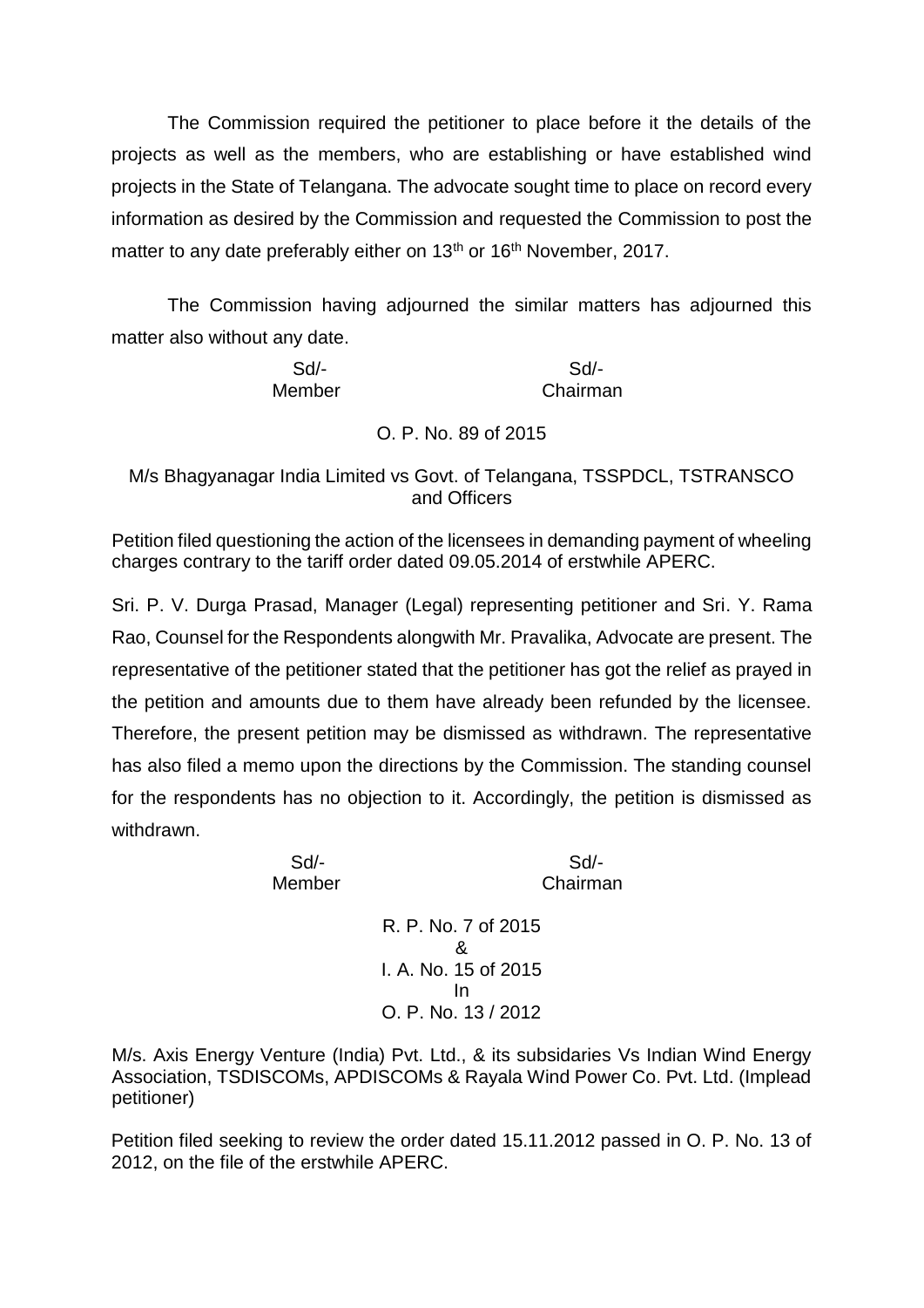The Commission required the petitioner to place before it the details of the projects as well as the members, who are establishing or have established wind projects in the State of Telangana. The advocate sought time to place on record every information as desired by the Commission and requested the Commission to post the matter to any date preferably either on 13th or 16th November, 2017.

The Commission having adjourned the similar matters has adjourned this matter also without any date.

| Sd/- | Sd/- |
|---|---|
| Member | Chairman |

O. P. No. 89 of 2015

M/s Bhagyanagar India Limited vs Govt. of Telangana, TSSPDCL, TSTRANSCO and Officers

Petition filed questioning the action of the licensees in demanding payment of wheeling charges contrary to the tariff order dated 09.05.2014 of erstwhile APERC.

Sri. P. V. Durga Prasad, Manager (Legal) representing petitioner and Sri. Y. Rama Rao, Counsel for the Respondents alongwith Mr. Pravalika, Advocate are present. The representative of the petitioner stated that the petitioner has got the relief as prayed in the petition and amounts due to them have already been refunded by the licensee. Therefore, the present petition may be dismissed as withdrawn. The representative has also filed a memo upon the directions by the Commission. The standing counsel for the respondents has no objection to it. Accordingly, the petition is dismissed as withdrawn.

| Sd/- | Sd/- |
|---|---|
| Member | Chairman |

R. P. No. 7 of 2015
&
I. A. No. 15 of 2015
In
O. P. No. 13 / 2012

M/s. Axis Energy Venture (India) Pvt. Ltd., & its subsidaries Vs Indian Wind Energy Association, TSDISCOMs, APDISCOMs & Rayala Wind Power Co. Pvt. Ltd. (Implead petitioner)

Petition filed seeking to review the order dated 15.11.2012 passed in O. P. No. 13 of 2012, on the file of the erstwhile APERC.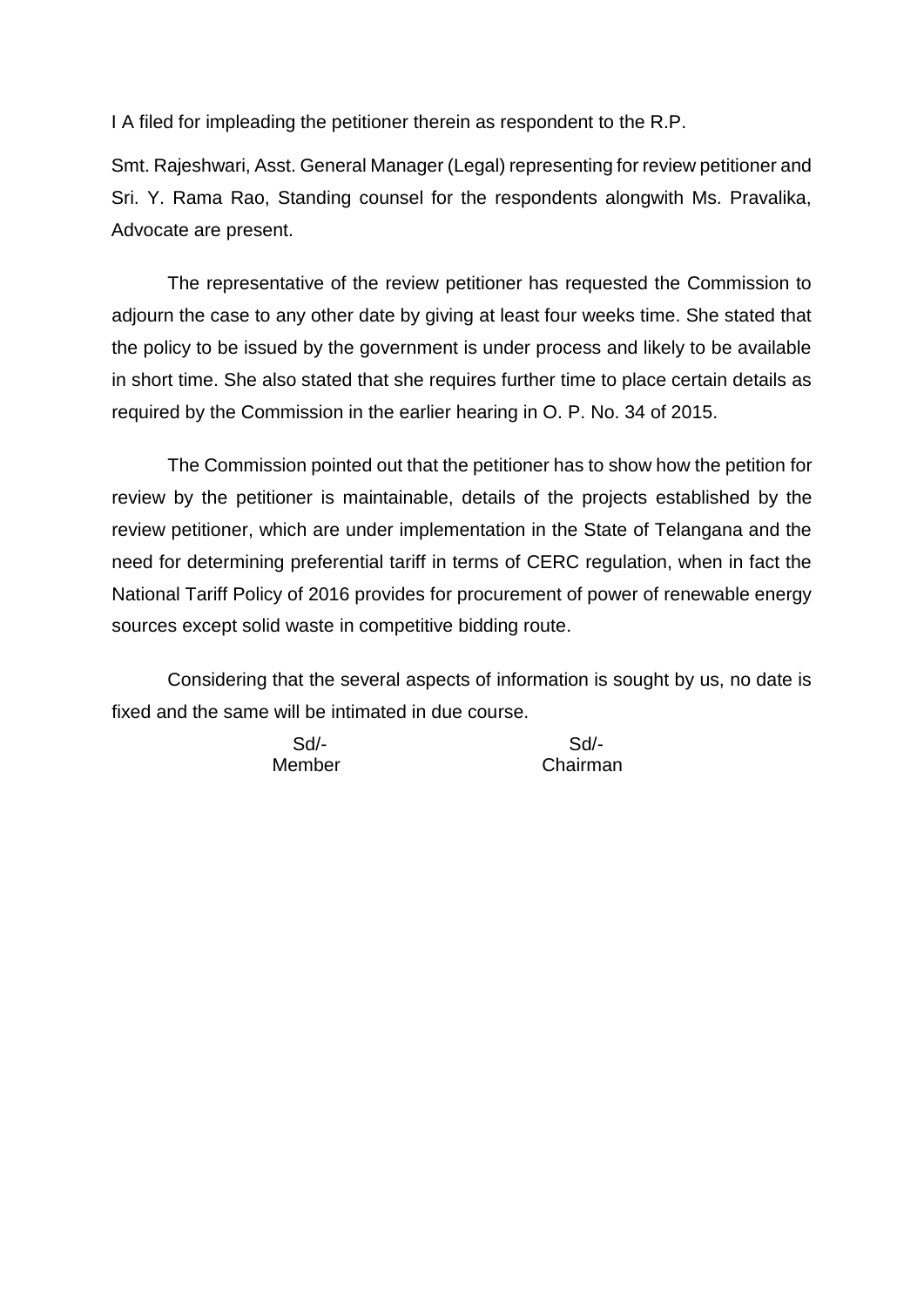I A filed for impleading the petitioner therein as respondent to the R.P.

Smt. Rajeshwari, Asst. General Manager (Legal) representing for review petitioner and Sri. Y. Rama Rao, Standing counsel for the respondents alongwith Ms. Pravalika, Advocate are present.

The representative of the review petitioner has requested the Commission to adjourn the case to any other date by giving at least four weeks time. She stated that the policy to be issued by the government is under process and likely to be available in short time. She also stated that she requires further time to place certain details as required by the Commission in the earlier hearing in O. P. No. 34 of 2015.

The Commission pointed out that the petitioner has to show how the petition for review by the petitioner is maintainable, details of the projects established by the review petitioner, which are under implementation in the State of Telangana and the need for determining preferential tariff in terms of CERC regulation, when in fact the National Tariff Policy of 2016 provides for procurement of power of renewable energy sources except solid waste in competitive bidding route.

Considering that the several aspects of information is sought by us, no date is fixed and the same will be intimated in due course.

| | |
|---|---|
| Sd/- | Sd/- |
| Member | Chairman |